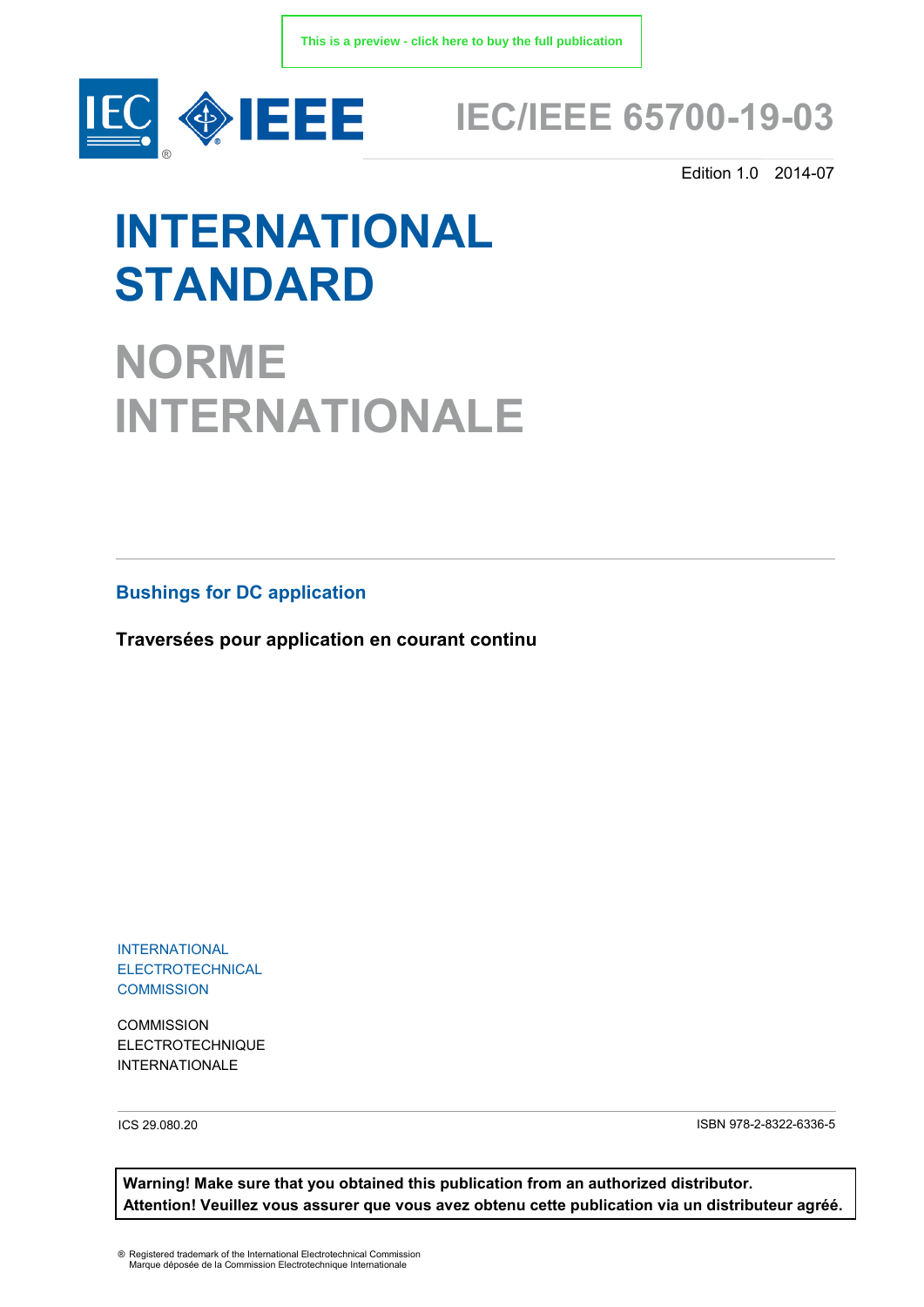This is a preview - click here to buy the full publication

# IEC/IEEE 65700-19-03

Edition 1.0 2014-07

# INTERNATIONAL STANDARD

# NORME INTERNATIONALE

## Bushings for DC application

**Traversées pour application en courant continu**

INTERNATIONAL
ELECTROTECHNICAL
COMMISSION

COMMISSION
ELECTROTECHNIQUE
INTERNATIONALE

ICS 29.080.20

ISBN 978-2-8322-6336-5

**Warning! Make sure that you obtained this publication from an authorized distributor.**
**Attention! Veuillez vous assurer que vous avez obtenu cette publication via un distributeur agréé.**

® Registered trademark of the International Electrotechnical Commission
Marque déposée de la Commission Electrotechnique Internationale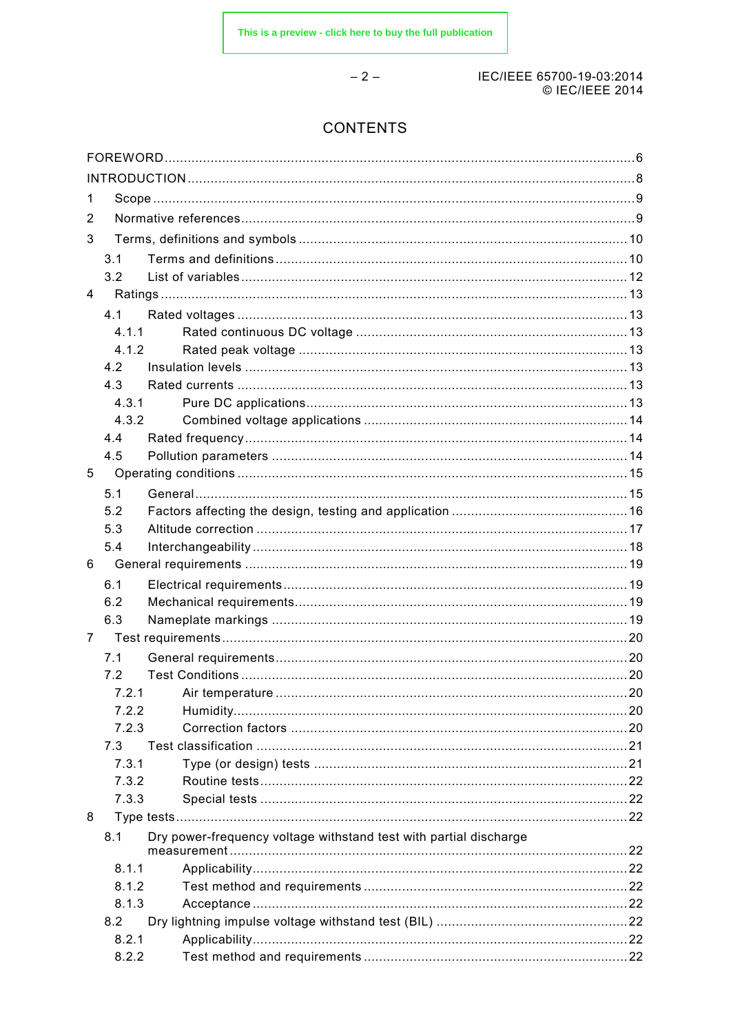# CONTENTS

FOREWORD ... 6

INTRODUCTION ... 8

1 Scope ... 9

2 Normative references ... 9

3 Terms, definitions and symbols ... 10

- 3.1 Terms and definitions ... 10
- 3.2 List of variables ... 12

4 Ratings ... 13

- 4.1 Rated voltages ... 13
  - 4.1.1 Rated continuous DC voltage ... 13
  - 4.1.2 Rated peak voltage ... 13
- 4.2 Insulation levels ... 13
- 4.3 Rated currents ... 13
  - 4.3.1 Pure DC applications ... 13
  - 4.3.2 Combined voltage applications ... 14
- 4.4 Rated frequency ... 14
- 4.5 Pollution parameters ... 14

5 Operating conditions ... 15

- 5.1 General ... 15
- 5.2 Factors affecting the design, testing and application ... 16
- 5.3 Altitude correction ... 17
- 5.4 Interchangeability ... 18

6 General requirements ... 19

- 6.1 Electrical requirements ... 19
- 6.2 Mechanical requirements ... 19
- 6.3 Nameplate markings ... 19

7 Test requirements ... 20

- 7.1 General requirements ... 20
- 7.2 Test Conditions ... 20
  - 7.2.1 Air temperature ... 20
  - 7.2.2 Humidity ... 20
  - 7.2.3 Correction factors ... 20
- 7.3 Test classification ... 21
  - 7.3.1 Type (or design) tests ... 21
  - 7.3.2 Routine tests ... 22
  - 7.3.3 Special tests ... 22

8 Type tests ... 22

- 8.1 Dry power-frequency voltage withstand test with partial discharge measurement ... 22
  - 8.1.1 Applicability ... 22
  - 8.1.2 Test method and requirements ... 22
  - 8.1.3 Acceptance ... 22
- 8.2 Dry lightning impulse voltage withstand test (BIL) ... 22
  - 8.2.1 Applicability ... 22
  - 8.2.2 Test method and requirements ... 22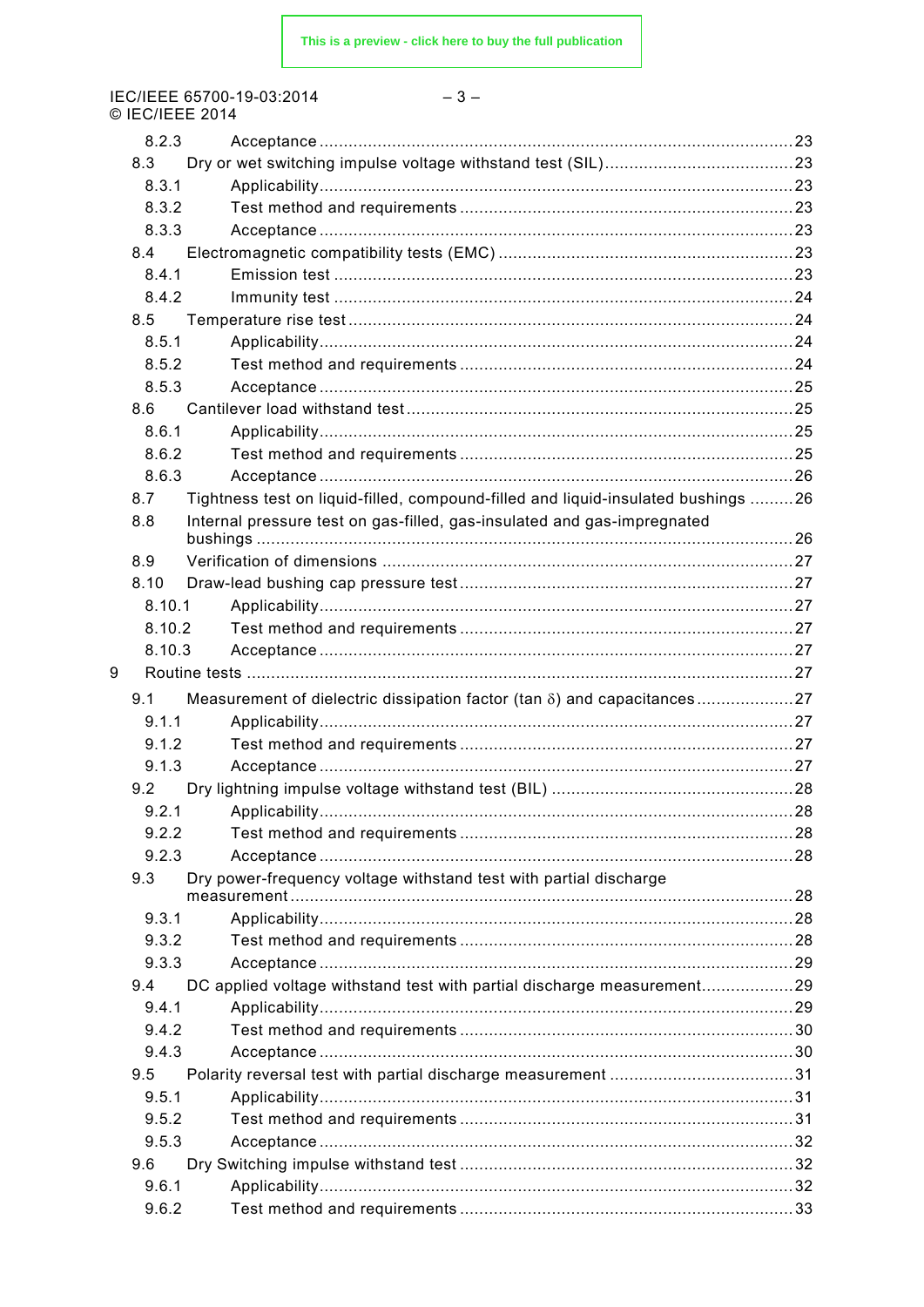8.2.3 Acceptance ....................................................................................................23
8.3 Dry or wet switching impulse voltage withstand test (SIL) .......................................23
8.3.1 Applicability ...................................................................................................23
8.3.2 Test method and requirements .......................................................................23
8.3.3 Acceptance ....................................................................................................23
8.4 Electromagnetic compatibility tests (EMC) .............................................................23
8.4.1 Emission test .................................................................................................23
8.4.2 Immunity test .................................................................................................24
8.5 Temperature rise test ............................................................................................24
8.5.1 Applicability ...................................................................................................24
8.5.2 Test method and requirements .......................................................................24
8.5.3 Acceptance ....................................................................................................25
8.6 Cantilever load withstand test ................................................................................25
8.6.1 Applicability ...................................................................................................25
8.6.2 Test method and requirements .......................................................................25
8.6.3 Acceptance ....................................................................................................26
8.7 Tightness test on liquid-filled, compound-filled and liquid-insulated bushings .........26
8.8 Internal pressure test on gas-filled, gas-insulated and gas-impregnated bushings ..............................................................................................................26
8.9 Verification of dimensions .....................................................................................27
8.10 Draw-lead bushing cap pressure test .....................................................................27
8.10.1 Applicability ...................................................................................................27
8.10.2 Test method and requirements .......................................................................27
8.10.3 Acceptance ....................................................................................................27
9 Routine tests ................................................................................................................27
9.1 Measurement of dielectric dissipation factor (tan $\delta$) and capacitances ....................27
9.1.1 Applicability ...................................................................................................27
9.1.2 Test method and requirements .......................................................................27
9.1.3 Acceptance ....................................................................................................27
9.2 Dry lightning impulse voltage withstand test (BIL) ..................................................28
9.2.1 Applicability ...................................................................................................28
9.2.2 Test method and requirements .......................................................................28
9.2.3 Acceptance ....................................................................................................28
9.3 Dry power-frequency voltage withstand test with partial discharge measurement .......................................................................................................28
9.3.1 Applicability ...................................................................................................28
9.3.2 Test method and requirements .......................................................................28
9.3.3 Acceptance ....................................................................................................29
9.4 DC applied voltage withstand test with partial discharge measurement ...................29
9.4.1 Applicability ...................................................................................................29
9.4.2 Test method and requirements .......................................................................30
9.4.3 Acceptance ....................................................................................................30
9.5 Polarity reversal test with partial discharge measurement ......................................31
9.5.1 Applicability ...................................................................................................31
9.5.2 Test method and requirements .......................................................................31
9.5.3 Acceptance ....................................................................................................32
9.6 Dry Switching impulse withstand test .....................................................................32
9.6.1 Applicability ...................................................................................................32
9.6.2 Test method and requirements .......................................................................33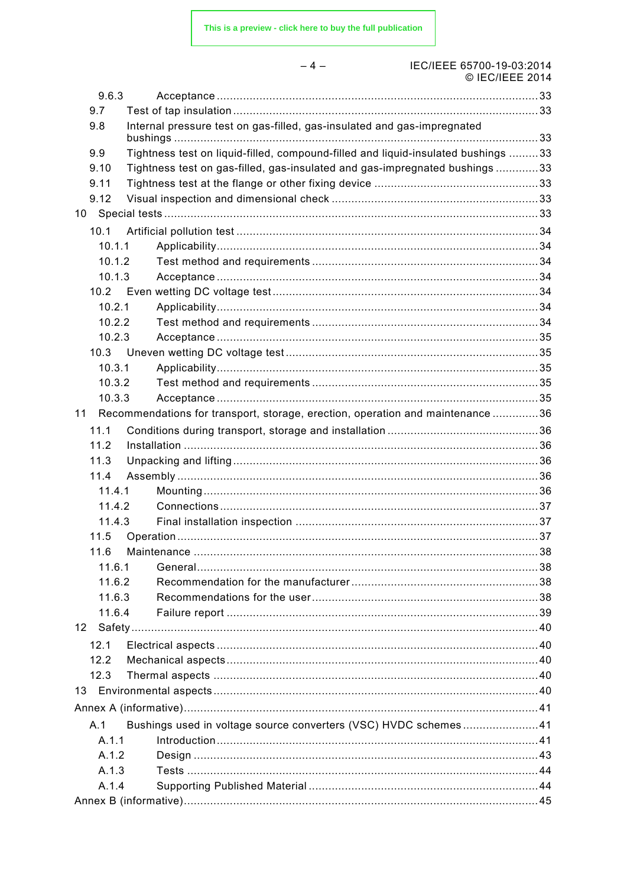9.6.3 Acceptance ..... 33

9.7 Test of tap insulation ..... 33

9.8 Internal pressure test on gas-filled, gas-insulated and gas-impregnated bushings ..... 33

9.9 Tightness test on liquid-filled, compound-filled and liquid-insulated bushings ..... 33

9.10 Tightness test on gas-filled, gas-insulated and gas-impregnated bushings ..... 33

9.11 Tightness test at the flange or other fixing device ..... 33

9.12 Visual inspection and dimensional check ..... 33

10 Special tests ..... 33

10.1 Artificial pollution test ..... 34

10.1.1 Applicability ..... 34

10.1.2 Test method and requirements ..... 34

10.1.3 Acceptance ..... 34

10.2 Even wetting DC voltage test ..... 34

10.2.1 Applicability ..... 34

10.2.2 Test method and requirements ..... 34

10.2.3 Acceptance ..... 35

10.3 Uneven wetting DC voltage test ..... 35

10.3.1 Applicability ..... 35

10.3.2 Test method and requirements ..... 35

10.3.3 Acceptance ..... 35

11 Recommendations for transport, storage, erection, operation and maintenance ..... 36

11.1 Conditions during transport, storage and installation ..... 36

11.2 Installation ..... 36

11.3 Unpacking and lifting ..... 36

11.4 Assembly ..... 36

11.4.1 Mounting ..... 36

11.4.2 Connections ..... 37

11.4.3 Final installation inspection ..... 37

11.5 Operation ..... 37

11.6 Maintenance ..... 38

11.6.1 General ..... 38

11.6.2 Recommendation for the manufacturer ..... 38

11.6.3 Recommendations for the user ..... 38

11.6.4 Failure report ..... 39

12 Safety ..... 40

12.1 Electrical aspects ..... 40

12.2 Mechanical aspects ..... 40

12.3 Thermal aspects ..... 40

13 Environmental aspects ..... 40

Annex A (informative) ..... 41

A.1 Bushings used in voltage source converters (VSC) HVDC schemes ..... 41

A.1.1 Introduction ..... 41

A.1.2 Design ..... 43

A.1.3 Tests ..... 44

A.1.4 Supporting Published Material ..... 44

Annex B (informative) ..... 45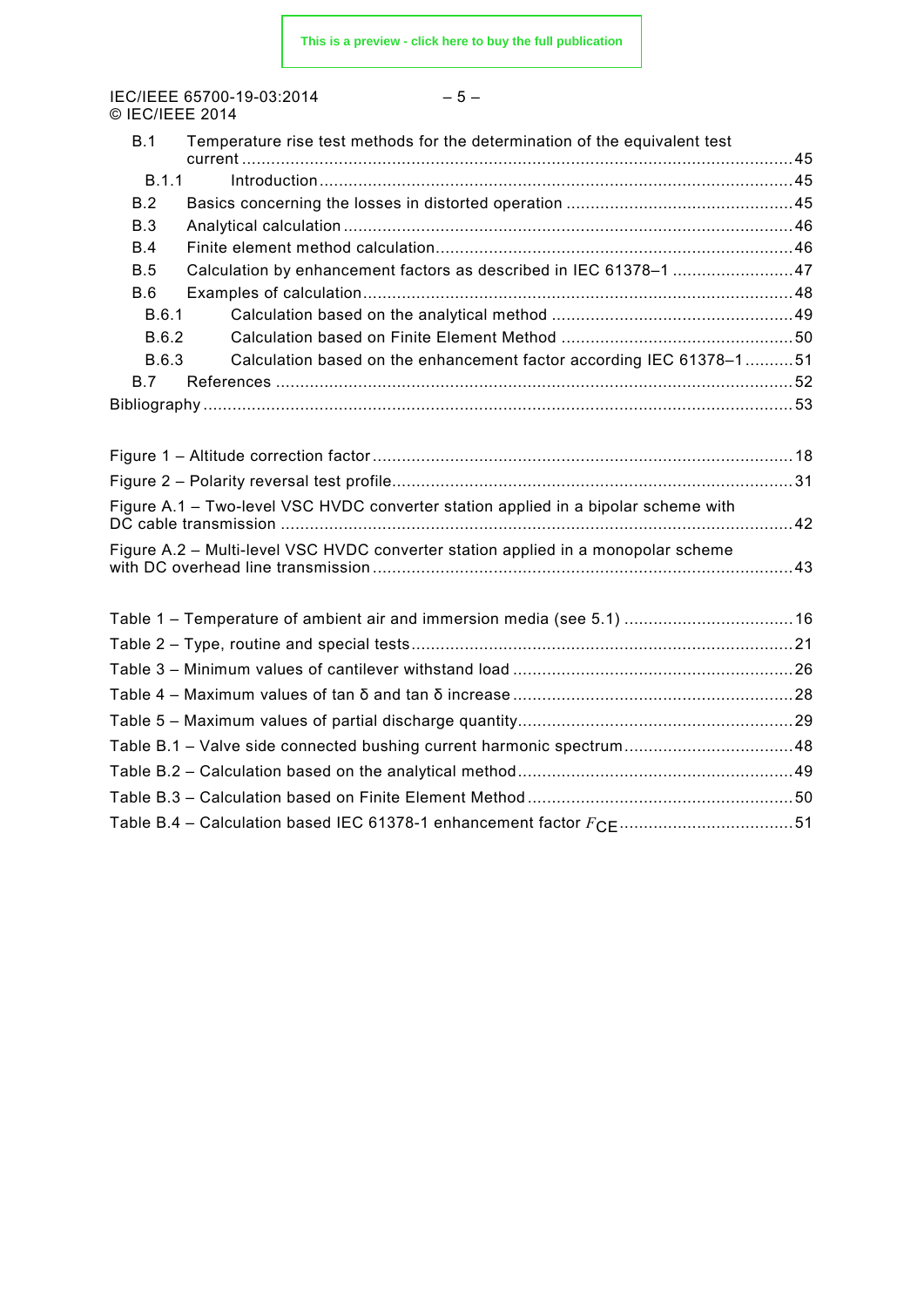B.1 Temperature rise test methods for the determination of the equivalent test current ..... 45

B.1.1 Introduction ..... 45

B.2 Basics concerning the losses in distorted operation ..... 45

B.3 Analytical calculation ..... 46

B.4 Finite element method calculation ..... 46

B.5 Calculation by enhancement factors as described in IEC 61378–1 ..... 47

B.6 Examples of calculation ..... 48

B.6.1 Calculation based on the analytical method ..... 49

B.6.2 Calculation based on Finite Element Method ..... 50

B.6.3 Calculation based on the enhancement factor according IEC 61378–1 ..... 51

B.7 References ..... 52

Bibliography ..... 53

Figure 1 – Altitude correction factor ..... 18

Figure 2 – Polarity reversal test profile ..... 31

Figure A.1 – Two-level VSC HVDC converter station applied in a bipolar scheme with DC cable transmission ..... 42

Figure A.2 – Multi-level VSC HVDC converter station applied in a monopolar scheme with DC overhead line transmission ..... 43

Table 1 – Temperature of ambient air and immersion media (see 5.1) ..... 16

Table 2 – Type, routine and special tests ..... 21

Table 3 – Minimum values of cantilever withstand load ..... 26

Table 4 – Maximum values of tan δ and tan δ increase ..... 28

Table 5 – Maximum values of partial discharge quantity ..... 29

Table B.1 – Valve side connected bushing current harmonic spectrum ..... 48

Table B.2 – Calculation based on the analytical method ..... 49

Table B.3 – Calculation based on Finite Element Method ..... 50

Table B.4 – Calculation based IEC 61378-1 enhancement factor $F_{CE}$ ..... 51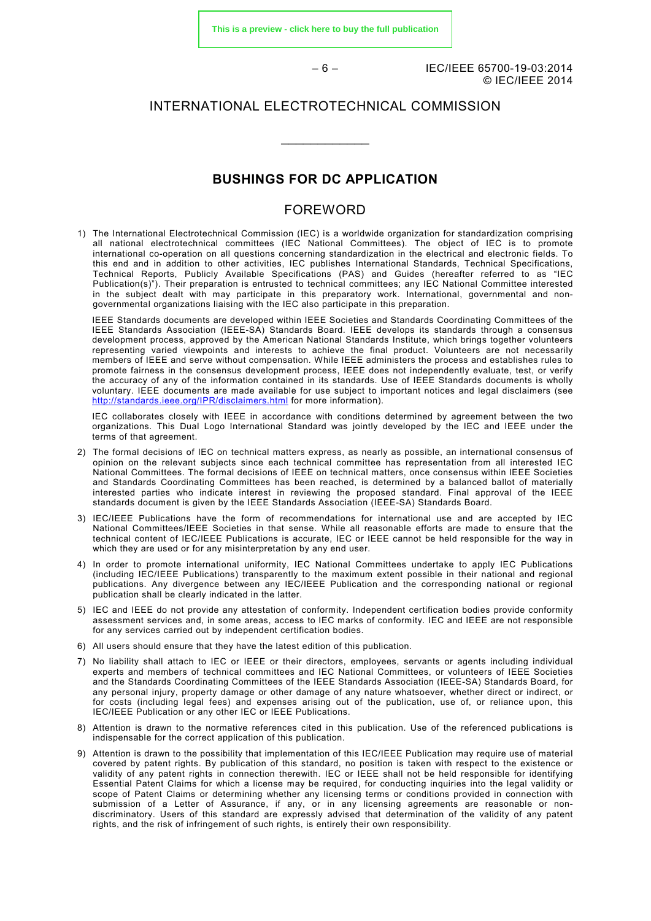INTERNATIONAL ELECTROTECHNICAL COMMISSION

\_\_\_\_\_\_\_\_\_\_\_\_

# BUSHINGS FOR DC APPLICATION

## FOREWORD

1) The International Electrotechnical Commission (IEC) is a worldwide organization for standardization comprising all national electrotechnical committees (IEC National Committees). The object of IEC is to promote international co-operation on all questions concerning standardization in the electrical and electronic fields. To this end and in addition to other activities, IEC publishes International Standards, Technical Specifications, Technical Reports, Publicly Available Specifications (PAS) and Guides (hereafter referred to as "IEC Publication(s)"). Their preparation is entrusted to technical committees; any IEC National Committee interested in the subject dealt with may participate in this preparatory work. International, governmental and non-governmental organizations liaising with the IEC also participate in this preparation.

   IEEE Standards documents are developed within IEEE Societies and Standards Coordinating Committees of the IEEE Standards Association (IEEE-SA) Standards Board. IEEE develops its standards through a consensus development process, approved by the American National Standards Institute, which brings together volunteers representing varied viewpoints and interests to achieve the final product. Volunteers are not necessarily members of IEEE and serve without compensation. While IEEE administers the process and establishes rules to promote fairness in the consensus development process, IEEE does not independently evaluate, test, or verify the accuracy of any of the information contained in its standards. Use of IEEE Standards documents is wholly voluntary. IEEE documents are made available for use subject to important notices and legal disclaimers (see http://standards.ieee.org/IPR/disclaimers.html for more information).

   IEC collaborates closely with IEEE in accordance with conditions determined by agreement between the two organizations. This Dual Logo International Standard was jointly developed by the IEC and IEEE under the terms of that agreement.

2) The formal decisions of IEC on technical matters express, as nearly as possible, an international consensus of opinion on the relevant subjects since each technical committee has representation from all interested IEC National Committees. The formal decisions of IEEE on technical matters, once consensus within IEEE Societies and Standards Coordinating Committees has been reached, is determined by a balanced ballot of materially interested parties who indicate interest in reviewing the proposed standard. Final approval of the IEEE standards document is given by the IEEE Standards Association (IEEE-SA) Standards Board.

3) IEC/IEEE Publications have the form of recommendations for international use and are accepted by IEC National Committees/IEEE Societies in that sense. While all reasonable efforts are made to ensure that the technical content of IEC/IEEE Publications is accurate, IEC or IEEE cannot be held responsible for the way in which they are used or for any misinterpretation by any end user.

4) In order to promote international uniformity, IEC National Committees undertake to apply IEC Publications (including IEC/IEEE Publications) transparently to the maximum extent possible in their national and regional publications. Any divergence between any IEC/IEEE Publication and the corresponding national or regional publication shall be clearly indicated in the latter.

5) IEC and IEEE do not provide any attestation of conformity. Independent certification bodies provide conformity assessment services and, in some areas, access to IEC marks of conformity. IEC and IEEE are not responsible for any services carried out by independent certification bodies.

6) All users should ensure that they have the latest edition of this publication.

7) No liability shall attach to IEC or IEEE or their directors, employees, servants or agents including individual experts and members of technical committees and IEC National Committees, or volunteers of IEEE Societies and the Standards Coordinating Committees of the IEEE Standards Association (IEEE-SA) Standards Board, for any personal injury, property damage or other damage of any nature whatsoever, whether direct or indirect, or for costs (including legal fees) and expenses arising out of the publication, use of, or reliance upon, this IEC/IEEE Publication or any other IEC or IEEE Publications.

8) Attention is drawn to the normative references cited in this publication. Use of the referenced publications is indispensable for the correct application of this publication.

9) Attention is drawn to the possibility that implementation of this IEC/IEEE Publication may require use of material covered by patent rights. By publication of this standard, no position is taken with respect to the existence or validity of any patent rights in connection therewith. IEC or IEEE shall not be held responsible for identifying Essential Patent Claims for which a license may be required, for conducting inquiries into the legal validity or scope of Patent Claims or determining whether any licensing terms or conditions provided in connection with submission of a Letter of Assurance, if any, or in any licensing agreements are reasonable or non-discriminatory. Users of this standard are expressly advised that determination of the validity of any patent rights, and the risk of infringement of such rights, is entirely their own responsibility.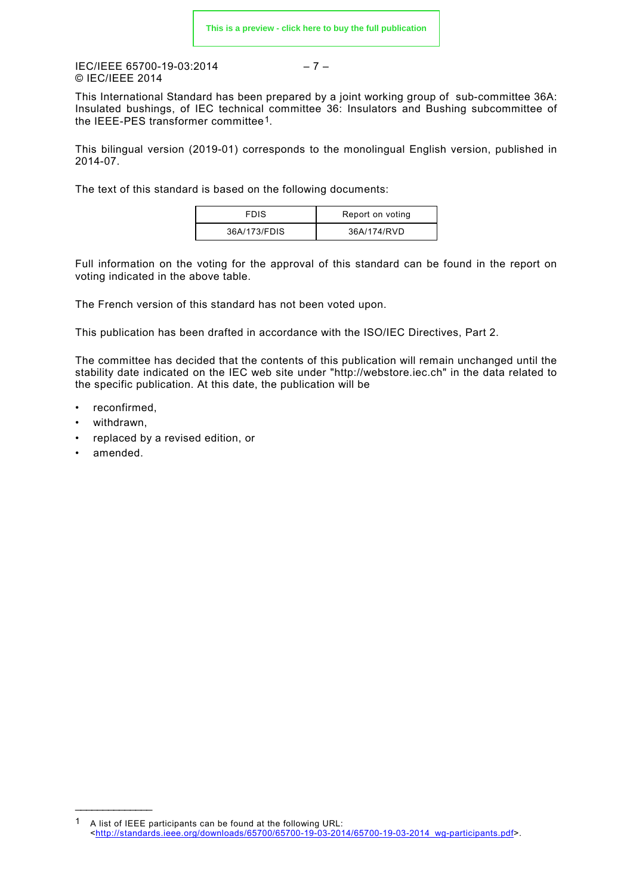This International Standard has been prepared by a joint working group of sub-committee 36A: Insulated bushings, of IEC technical committee 36: Insulators and Bushing subcommittee of the IEEE-PES transformer committee[1].

This bilingual version (2019-01) corresponds to the monolingual English version, published in 2014-07.

The text of this standard is based on the following documents:

| FDIS | Report on voting |
| --- | --- |
| 36A/173/FDIS | 36A/174/RVD |

Full information on the voting for the approval of this standard can be found in the report on voting indicated in the above table.

The French version of this standard has not been voted upon.

This publication has been drafted in accordance with the ISO/IEC Directives, Part 2.

The committee has decided that the contents of this publication will remain unchanged until the stability date indicated on the IEC web site under "http://webstore.iec.ch" in the data related to the specific publication. At this date, the publication will be

- reconfirmed,
- withdrawn,
- replaced by a revised edition, or
- amended.

---

[1] A list of IEEE participants can be found at the following URL: <http://standards.ieee.org/downloads/65700/65700-19-03-2014/65700-19-03-2014_wg-participants.pdf>.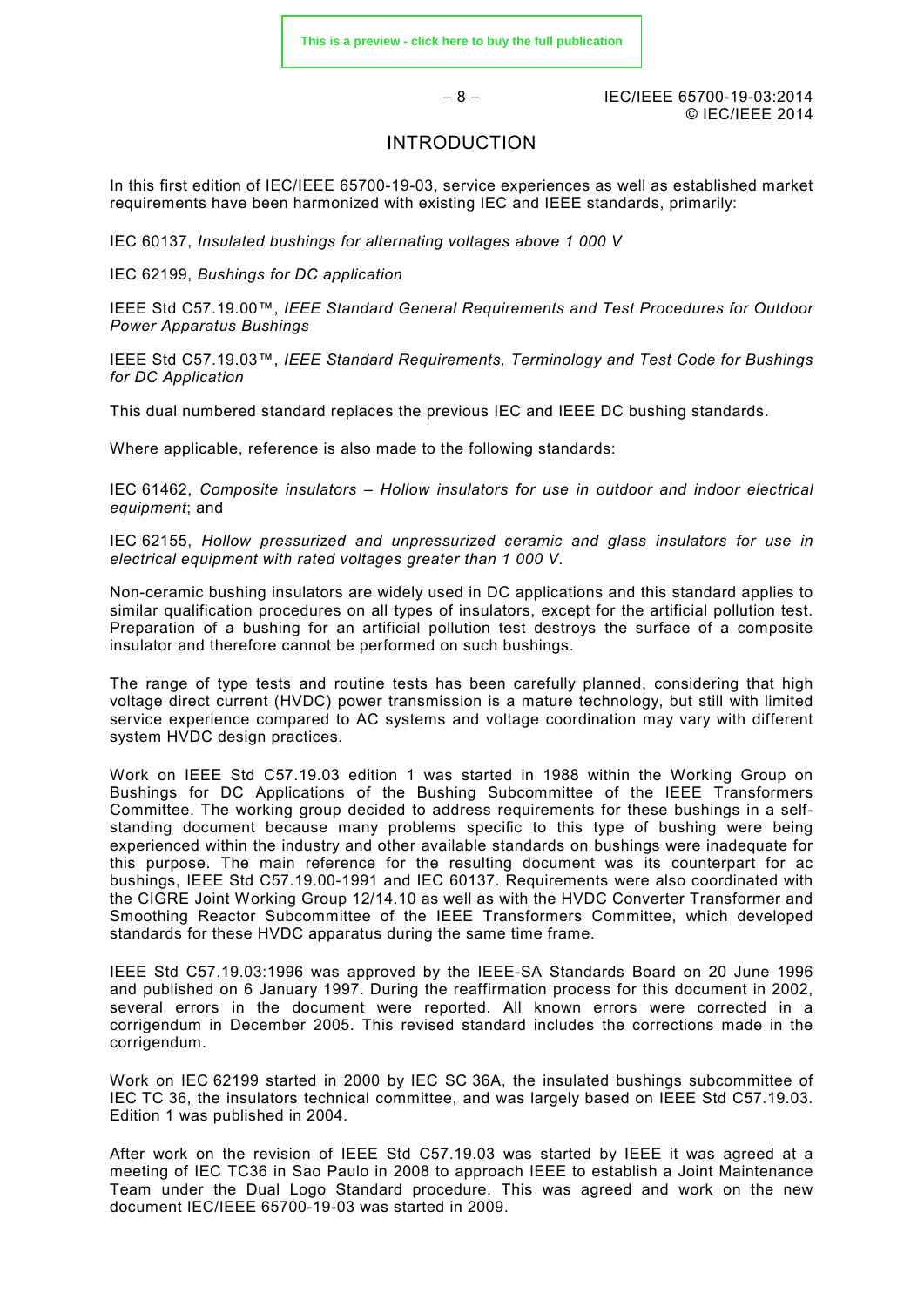# INTRODUCTION

In this first edition of IEC/IEEE 65700-19-03, service experiences as well as established market requirements have been harmonized with existing IEC and IEEE standards, primarily:

IEC 60137, *Insulated bushings for alternating voltages above 1 000 V*

IEC 62199, *Bushings for DC application*

IEEE Std C57.19.00™, *IEEE Standard General Requirements and Test Procedures for Outdoor Power Apparatus Bushings*

IEEE Std C57.19.03™, *IEEE Standard Requirements, Terminology and Test Code for Bushings for DC Application*

This dual numbered standard replaces the previous IEC and IEEE DC bushing standards.

Where applicable, reference is also made to the following standards:

IEC 61462, *Composite insulators – Hollow insulators for use in outdoor and indoor electrical equipment*; and

IEC 62155, *Hollow pressurized and unpressurized ceramic and glass insulators for use in electrical equipment with rated voltages greater than 1 000 V*.

Non-ceramic bushing insulators are widely used in DC applications and this standard applies to similar qualification procedures on all types of insulators, except for the artificial pollution test. Preparation of a bushing for an artificial pollution test destroys the surface of a composite insulator and therefore cannot be performed on such bushings.

The range of type tests and routine tests has been carefully planned, considering that high voltage direct current (HVDC) power transmission is a mature technology, but still with limited service experience compared to AC systems and voltage coordination may vary with different system HVDC design practices.

Work on IEEE Std C57.19.03 edition 1 was started in 1988 within the Working Group on Bushings for DC Applications of the Bushing Subcommittee of the IEEE Transformers Committee. The working group decided to address requirements for these bushings in a self-standing document because many problems specific to this type of bushing were being experienced within the industry and other available standards on bushings were inadequate for this purpose. The main reference for the resulting document was its counterpart for ac bushings, IEEE Std C57.19.00-1991 and IEC 60137. Requirements were also coordinated with the CIGRE Joint Working Group 12/14.10 as well as with the HVDC Converter Transformer and Smoothing Reactor Subcommittee of the IEEE Transformers Committee, which developed standards for these HVDC apparatus during the same time frame.

IEEE Std C57.19.03:1996 was approved by the IEEE-SA Standards Board on 20 June 1996 and published on 6 January 1997. During the reaffirmation process for this document in 2002, several errors in the document were reported. All known errors were corrected in a corrigendum in December 2005. This revised standard includes the corrections made in the corrigendum.

Work on IEC 62199 started in 2000 by IEC SC 36A, the insulated bushings subcommittee of IEC TC 36, the insulators technical committee, and was largely based on IEEE Std C57.19.03. Edition 1 was published in 2004.

After work on the revision of IEEE Std C57.19.03 was started by IEEE it was agreed at a meeting of IEC TC36 in Sao Paulo in 2008 to approach IEEE to establish a Joint Maintenance Team under the Dual Logo Standard procedure. This was agreed and work on the new document IEC/IEEE 65700-19-03 was started in 2009.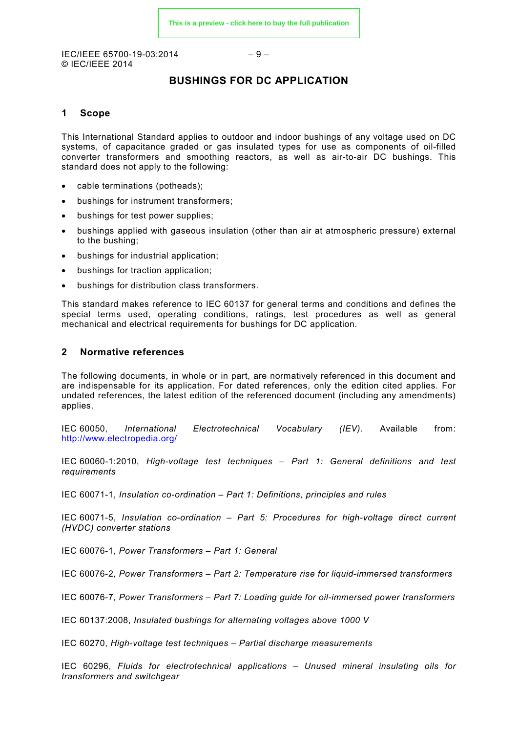# BUSHINGS FOR DC APPLICATION

## 1 Scope

This International Standard applies to outdoor and indoor bushings of any voltage used on DC systems, of capacitance graded or gas insulated types for use as components of oil-filled converter transformers and smoothing reactors, as well as air-to-air DC bushings. This standard does not apply to the following:

- cable terminations (potheads);
- bushings for instrument transformers;
- bushings for test power supplies;
- bushings applied with gaseous insulation (other than air at atmospheric pressure) external to the bushing;
- bushings for industrial application;
- bushings for traction application;
- bushings for distribution class transformers.

This standard makes reference to IEC 60137 for general terms and conditions and defines the special terms used, operating conditions, ratings, test procedures as well as general mechanical and electrical requirements for bushings for DC application.

## 2 Normative references

The following documents, in whole or in part, are normatively referenced in this document and are indispensable for its application. For dated references, only the edition cited applies. For undated references, the latest edition of the referenced document (including any amendments) applies.

IEC 60050, *International Electrotechnical Vocabulary (IEV).* Available from: http://www.electropedia.org/

IEC 60060-1:2010, *High-voltage test techniques – Part 1: General definitions and test requirements*

IEC 60071-1, *Insulation co-ordination – Part 1: Definitions, principles and rules*

IEC 60071-5, *Insulation co-ordination – Part 5: Procedures for high-voltage direct current (HVDC) converter stations*

IEC 60076-1*, Power Transformers – Part 1: General*

IEC 60076-2*, Power Transformers – Part 2: Temperature rise for liquid-immersed transformers*

IEC 60076-7*, Power Transformers – Part 7: Loading guide for oil-immersed power transformers*

IEC 60137:2008, *Insulated bushings for alternating voltages above 1000 V*

IEC 60270, *High-voltage test techniques – Partial discharge measurements*

IEC 60296, *Fluids for electrotechnical applications – Unused mineral insulating oils for transformers and switchgear*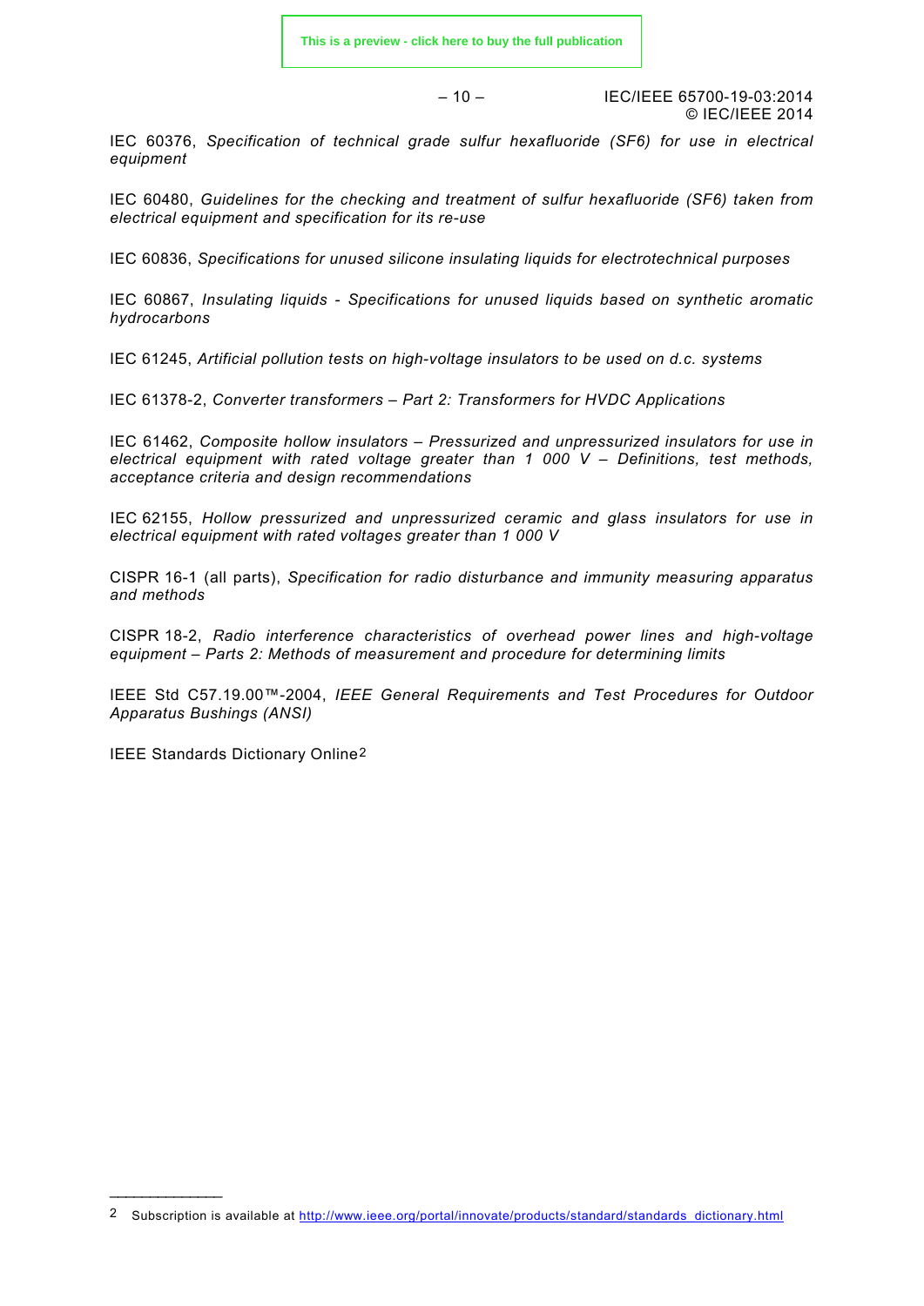IEC 60376, *Specification of technical grade sulfur hexafluoride (SF6) for use in electrical equipment*

IEC 60480, *Guidelines for the checking and treatment of sulfur hexafluoride (SF6) taken from electrical equipment and specification for its re-use*

IEC 60836, *Specifications for unused silicone insulating liquids for electrotechnical purposes*

IEC 60867, *Insulating liquids - Specifications for unused liquids based on synthetic aromatic hydrocarbons*

IEC 61245, *Artificial pollution tests on high-voltage insulators to be used on d.c. systems*

IEC 61378-2, *Converter transformers – Part 2: Transformers for HVDC Applications*

IEC 61462, *Composite hollow insulators – Pressurized and unpressurized insulators for use in electrical equipment with rated voltage greater than 1 000 V – Definitions, test methods, acceptance criteria and design recommendations*

IEC 62155, *Hollow pressurized and unpressurized ceramic and glass insulators for use in electrical equipment with rated voltages greater than 1 000 V*

CISPR 16-1 (all parts), *Specification for radio disturbance and immunity measuring apparatus and methods*

CISPR 18-2, *Radio interference characteristics of overhead power lines and high-voltage equipment – Parts 2: Methods of measurement and procedure for determining limits*

IEEE Std C57.19.00™-2004, *IEEE General Requirements and Test Procedures for Outdoor Apparatus Bushings (ANSI)*

IEEE Standards Dictionary Online[2]

---

[2] Subscription is available at http://www.ieee.org/portal/innovate/products/standard/standards_dictionary.html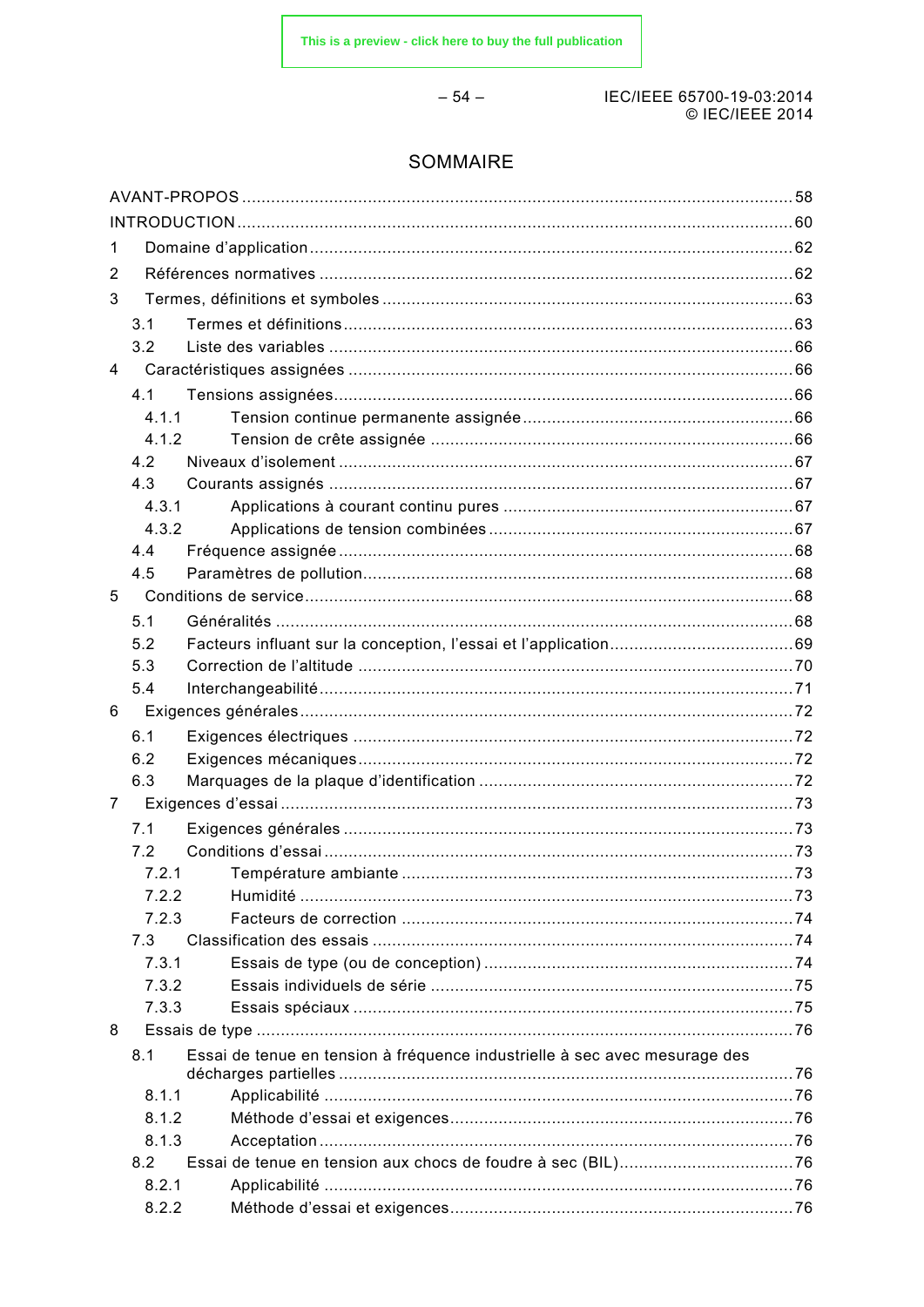# SOMMAIRE

AVANT-PROPOS ........ 58
INTRODUCTION ........ 60
1 Domaine d'application ........ 62
2 Références normatives ........ 62
3 Termes, définitions et symboles ........ 63
  3.1 Termes et définitions ........ 63
  3.2 Liste des variables ........ 66
4 Caractéristiques assignées ........ 66
  4.1 Tensions assignées ........ 66
    4.1.1 Tension continue permanente assignée ........ 66
    4.1.2 Tension de crête assignée ........ 66
  4.2 Niveaux d'isolement ........ 67
  4.3 Courants assignés ........ 67
    4.3.1 Applications à courant continu pures ........ 67
    4.3.2 Applications de tension combinées ........ 67
  4.4 Fréquence assignée ........ 68
  4.5 Paramètres de pollution ........ 68
5 Conditions de service ........ 68
  5.1 Généralités ........ 68
  5.2 Facteurs influant sur la conception, l'essai et l'application ........ 69
  5.3 Correction de l'altitude ........ 70
  5.4 Interchangeabilité ........ 71
6 Exigences générales ........ 72
  6.1 Exigences électriques ........ 72
  6.2 Exigences mécaniques ........ 72
  6.3 Marquages de la plaque d'identification ........ 72
7 Exigences d'essai ........ 73
  7.1 Exigences générales ........ 73
  7.2 Conditions d'essai ........ 73
    7.2.1 Température ambiante ........ 73
    7.2.2 Humidité ........ 73
    7.2.3 Facteurs de correction ........ 74
  7.3 Classification des essais ........ 74
    7.3.1 Essais de type (ou de conception) ........ 74
    7.3.2 Essais individuels de série ........ 75
    7.3.3 Essais spéciaux ........ 75
8 Essais de type ........ 76
  8.1 Essai de tenue en tension à fréquence industrielle à sec avec mesurage des décharges partielles ........ 76
    8.1.1 Applicabilité ........ 76
    8.1.2 Méthode d'essai et exigences ........ 76
    8.1.3 Acceptation ........ 76
  8.2 Essai de tenue en tension aux chocs de foudre à sec (BIL) ........ 76
    8.2.1 Applicabilité ........ 76
    8.2.2 Méthode d'essai et exigences ........ 76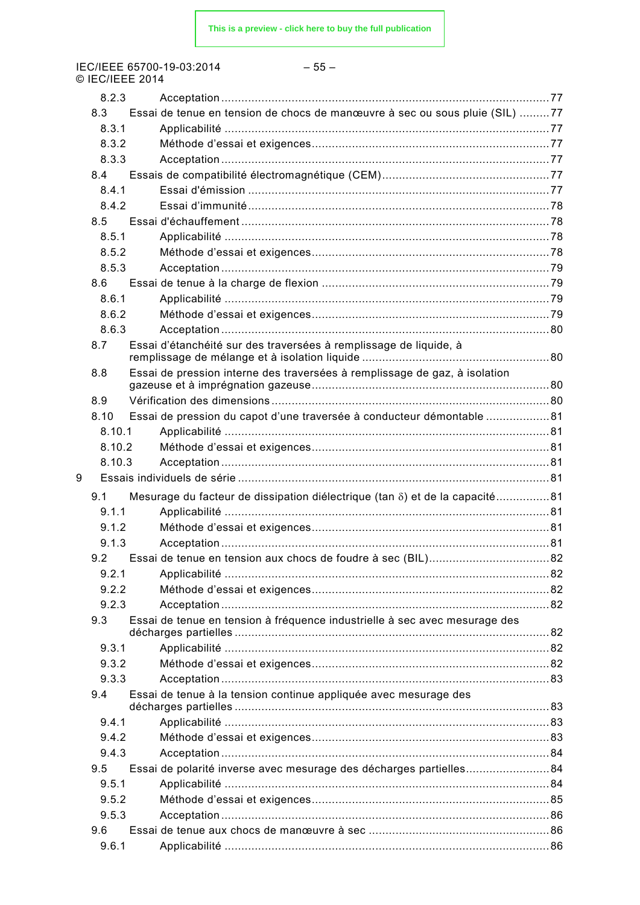8.2.3 Acceptation ....................................................................................................77
8.3 Essai de tenue en tension de chocs de manœuvre à sec ou sous pluie (SIL) .........77
8.3.1 Applicabilité ...................................................................................................77
8.3.2 Méthode d'essai et exigences ........................................................................77
8.3.3 Acceptation ....................................................................................................77
8.4 Essais de compatibilité électromagnétique (CEM) .................................................77
8.4.1 Essai d'émission ............................................................................................77
8.4.2 Essai d'immunité ............................................................................................78
8.5 Essai d'échauffement .............................................................................................78
8.5.1 Applicabilité ...................................................................................................78
8.5.2 Méthode d'essai et exigences ........................................................................78
8.5.3 Acceptation ....................................................................................................79
8.6 Essai de tenue à la charge de flexion ....................................................................79
8.6.1 Applicabilité ...................................................................................................79
8.6.2 Méthode d'essai et exigences ........................................................................79
8.6.3 Acceptation ....................................................................................................80
8.7 Essai d'étanchéité sur des traversées à remplissage de liquide, à remplissage de mélange et à isolation liquide ........................................................80
8.8 Essai de pression interne des traversées à remplissage de gaz, à isolation gazeuse et à imprégnation gazeuse ......................................................................80
8.9 Vérification des dimensions ...................................................................................80
8.10 Essai de pression du capot d'une traversée à conducteur démontable ...................81
8.10.1 Applicabilité ...................................................................................................81
8.10.2 Méthode d'essai et exigences ........................................................................81
8.10.3 Acceptation ....................................................................................................81
9 Essais individuels de série .............................................................................................81
9.1 Mesurage du facteur de dissipation diélectrique (tan $\delta$) et de la capacité ................81
9.1.1 Applicabilité ...................................................................................................81
9.1.2 Méthode d'essai et exigences ........................................................................81
9.1.3 Acceptation ....................................................................................................81
9.2 Essai de tenue en tension aux chocs de foudre à sec (BIL) ....................................82
9.2.1 Applicabilité ...................................................................................................82
9.2.2 Méthode d'essai et exigences ........................................................................82
9.2.3 Acceptation ....................................................................................................82
9.3 Essai de tenue en tension à fréquence industrielle à sec avec mesurage des décharges partielles .............................................................................................82
9.3.1 Applicabilité ...................................................................................................82
9.3.2 Méthode d'essai et exigences ........................................................................82
9.3.3 Acceptation ....................................................................................................83
9.4 Essai de tenue à la tension continue appliquée avec mesurage des décharges partielles .............................................................................................83
9.4.1 Applicabilité ...................................................................................................83
9.4.2 Méthode d'essai et exigences ........................................................................83
9.4.3 Acceptation ....................................................................................................84
9.5 Essai de polarité inverse avec mesurage des décharges partielles .........................84
9.5.1 Applicabilité ...................................................................................................84
9.5.2 Méthode d'essai et exigences ........................................................................85
9.5.3 Acceptation ....................................................................................................86
9.6 Essai de tenue aux chocs de manœuvre à sec ......................................................86
9.6.1 Applicabilité ...................................................................................................86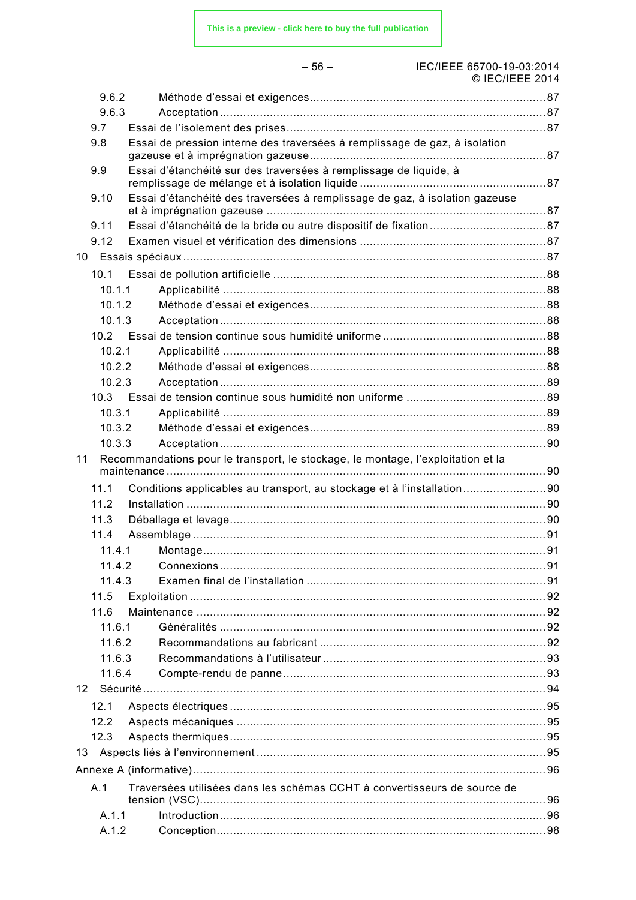9.6.2 Méthode d'essai et exigences ........................................................................87
9.6.3 Acceptation ..........................................................................................87
9.7 Essai de l'isolement des prises ............................................................................87
9.8 Essai de pression interne des traversées à remplissage de gaz, à isolation gazeuse et à imprégnation gazeuse ........................................................................87
9.9 Essai d'étanchéité sur des traversées à remplissage de liquide, à remplissage de mélange et à isolation liquide ........................................................................87
9.10 Essai d'étanchéité des traversées à remplissage de gaz, à isolation gazeuse et à imprégnation gazeuse ........................................................................87
9.11 Essai d'étanchéité de la bride ou autre dispositif de fixation ..................................87
9.12 Examen visuel et vérification des dimensions ........................................................87

10 Essais spéciaux ..........................................................................................87
10.1 Essai de pollution artificielle ...............................................................................88
10.1.1 Applicabilité ..........................................................................................88
10.1.2 Méthode d'essai et exigences ........................................................................88
10.1.3 Acceptation ..........................................................................................88
10.2 Essai de tension continue sous humidité uniforme ...............................................88
10.2.1 Applicabilité ..........................................................................................88
10.2.2 Méthode d'essai et exigences ........................................................................88
10.2.3 Acceptation ..........................................................................................89
10.3 Essai de tension continue sous humidité non uniforme .........................................89
10.3.1 Applicabilité ..........................................................................................89
10.3.2 Méthode d'essai et exigences ........................................................................89
10.3.3 Acceptation ..........................................................................................90

11 Recommandations pour le transport, le stockage, le montage, l'exploitation et la maintenance ..........................................................................................90
11.1 Conditions applicables au transport, au stockage et à l'installation ........................90
11.2 Installation ..........................................................................................90
11.3 Déballage et levage ..........................................................................................90
11.4 Assemblage ..........................................................................................91
11.4.1 Montage ..........................................................................................91
11.4.2 Connexions ..........................................................................................91
11.4.3 Examen final de l'installation ........................................................................91
11.5 Exploitation ..........................................................................................92
11.6 Maintenance ..........................................................................................92
11.6.1 Généralités ..........................................................................................92
11.6.2 Recommandations au fabricant ........................................................................92
11.6.3 Recommandations à l'utilisateur ........................................................................93
11.6.4 Compte-rendu de panne ........................................................................93

12 Sécurité ..........................................................................................94
12.1 Aspects électriques ..........................................................................................95
12.2 Aspects mécaniques ..........................................................................................95
12.3 Aspects thermiques ..........................................................................................95

13 Aspects liés à l'environnement ..........................................................................95

Annexe A (informative) ..........................................................................................96
A.1 Traversées utilisées dans les schémas CCHT à convertisseurs de source de tension (VSC) ..........................................................................................96
A.1.1 Introduction ..........................................................................................96
A.1.2 Conception ..........................................................................................98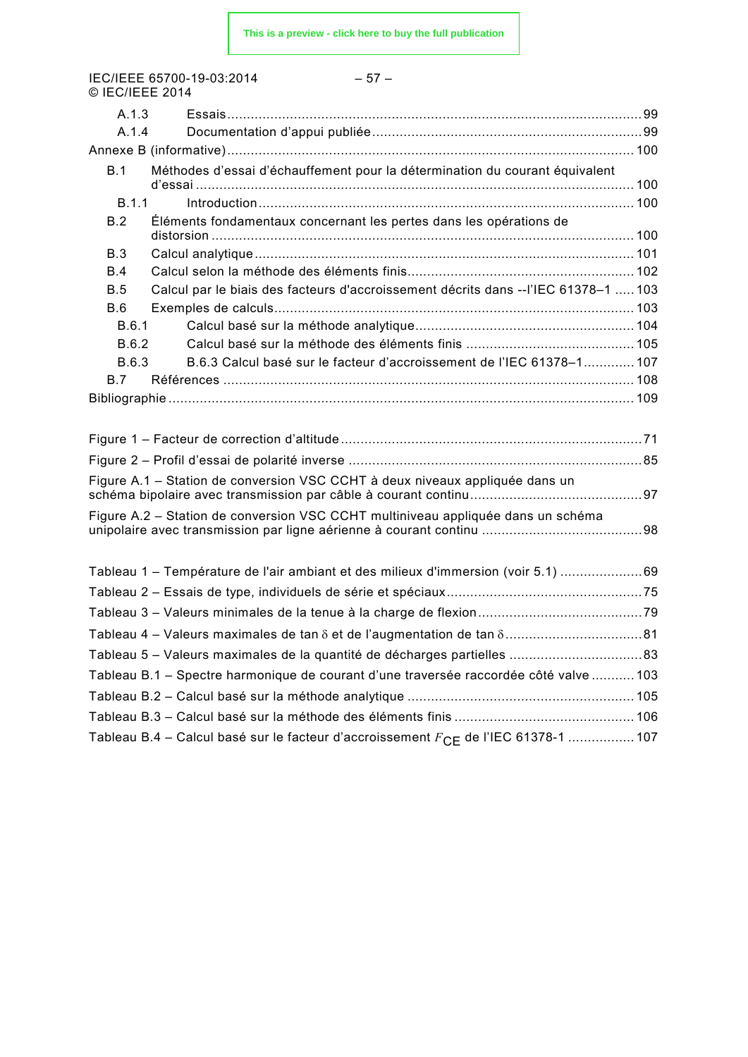A.1.3 Essais .......................................................................................................... 99

A.1.4 Documentation d'appui publiée ..................................................................... 99

Annexe B (informative) ......................................................................................................... 100

B.1 Méthodes d'essai d'échauffement pour la détermination du courant équivalent d'essai ................................................................................................................ 100

B.1.1 Introduction ................................................................................................ 100

B.2 Éléments fondamentaux concernant les pertes dans les opérations de distorsion ............................................................................................................ 100

B.3 Calcul analytique ................................................................................................. 101

B.4 Calcul selon la méthode des éléments finis .......................................................... 102

B.5 Calcul par le biais des facteurs d'accroissement décrits dans --l'IEC 61378–1 ..... 103

B.6 Exemples de calculs ............................................................................................ 103

B.6.1 Calcul basé sur la méthode analytique ........................................................ 104

B.6.2 Calcul basé sur la méthode des éléments finis ........................................... 105

B.6.3 B.6.3 Calcul basé sur le facteur d'accroissement de l'IEC 61378–1 ............. 107

B.7 Références ......................................................................................................... 108

Bibliographie ....................................................................................................................... 109

Figure 1 – Facteur de correction d'altitude ............................................................................. 71

Figure 2 – Profil d'essai de polarité inverse ........................................................................... 85

Figure A.1 – Station de conversion VSC CCHT à deux niveaux appliquée dans un schéma bipolaire avec transmission par câble à courant continu ............................................ 97

Figure A.2 – Station de conversion VSC CCHT multiniveau appliquée dans un schéma unipolaire avec transmission par ligne aérienne à courant continu ........................................ 98

Tableau 1 – Température de l'air ambiant et des milieux d'immersion (voir 5.1) ..................... 69

Tableau 2 – Essais de type, individuels de série et spéciaux .................................................. 75

Tableau 3 – Valeurs minimales de la tenue à la charge de flexion .......................................... 79

Tableau 4 – Valeurs maximales de tan $\delta$ et de l'augmentation de tan $\delta$ .................................. 81

Tableau 5 – Valeurs maximales de la quantité de décharges partielles ................................. 83

Tableau B.1 – Spectre harmonique de courant d'une traversée raccordée côté valve ........... 103

Tableau B.2 – Calcul basé sur la méthode analytique .......................................................... 105

Tableau B.3 – Calcul basé sur la méthode des éléments finis .............................................. 106

Tableau B.4 – Calcul basé sur le facteur d'accroissement $F_{CE}$ de l'IEC 61378-1 ................. 107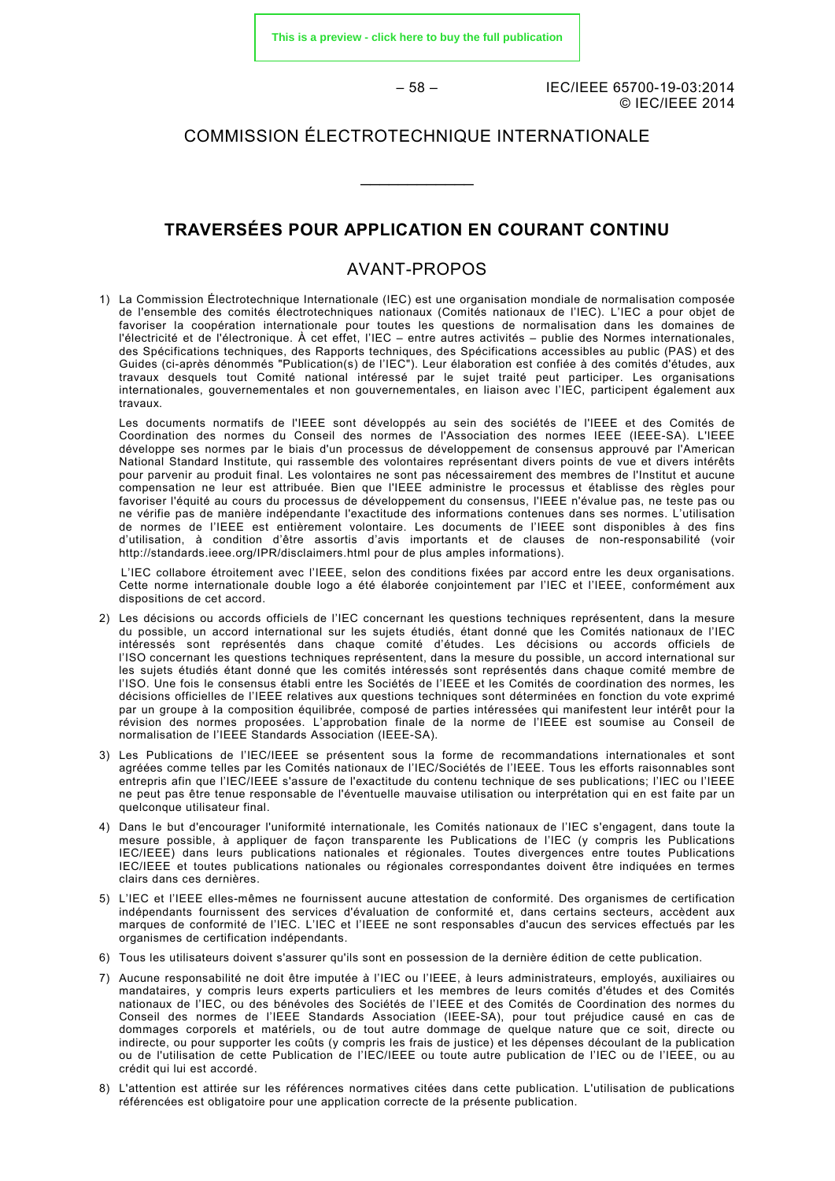# COMMISSION ÉLECTROTECHNIQUE INTERNATIONALE

---

## TRAVERSÉES POUR APPLICATION EN COURANT CONTINU

## AVANT-PROPOS

1) La Commission Électrotechnique Internationale (IEC) est une organisation mondiale de normalisation composée de l'ensemble des comités électrotechniques nationaux (Comités nationaux de l'IEC). L'IEC a pour objet de favoriser la coopération internationale pour toutes les questions de normalisation dans les domaines de l'électricité et de l'électronique. À cet effet, l'IEC – entre autres activités – publie des Normes internationales, des Spécifications techniques, des Rapports techniques, des Spécifications accessibles au public (PAS) et des Guides (ci-après dénommés "Publication(s) de l'IEC"). Leur élaboration est confiée à des comités d'études, aux travaux desquels tout Comité national intéressé par le sujet traité peut participer. Les organisations internationales, gouvernementales et non gouvernementales, en liaison avec l'IEC, participent également aux travaux.

   Les documents normatifs de l'IEEE sont développés au sein des sociétés de l'IEEE et des Comités de Coordination des normes du Conseil des normes de l'Association des normes IEEE (IEEE-SA). L'IEEE développe ses normes par le biais d'un processus de développement de consensus approuvé par l'American National Standard Institute, qui rassemble des volontaires représentant divers points de vue et divers intérêts pour parvenir au produit final. Les volontaires ne sont pas nécessairement des membres de l'Institut et aucune compensation ne leur est attribuée. Bien que l'IEEE administre le processus et établisse des règles pour favoriser l'équité au cours du processus de développement du consensus, l'IEEE n'évalue pas, ne teste pas ou ne vérifie pas de manière indépendante l'exactitude des informations contenues dans ses normes. L'utilisation de normes de l'IEEE est entièrement volontaire. Les documents de l'IEEE sont disponibles à des fins d'utilisation, à condition d'être assortis d'avis importants et de clauses de non-responsabilité (voir http://standards.ieee.org/IPR/disclaimers.html pour de plus amples informations).

   L'IEC collabore étroitement avec l'IEEE, selon des conditions fixées par accord entre les deux organisations. Cette norme internationale double logo a été élaborée conjointement par l'IEC et l'IEEE, conformément aux dispositions de cet accord.

2) Les décisions ou accords officiels de l'IEC concernant les questions techniques représentent, dans la mesure du possible, un accord international sur les sujets étudiés, étant donné que les Comités nationaux de l'IEC intéressés sont représentés dans chaque comité d'études. Les décisions ou accords officiels de l'ISO concernant les questions techniques représentent, dans la mesure du possible, un accord international sur les sujets étudiés étant donné que les comités intéressés sont représentés dans chaque comité membre de l'ISO. Une fois le consensus établi entre les Sociétés de l'IEEE et les Comités de coordination des normes, les décisions officielles de l'IEEE relatives aux questions techniques sont déterminées en fonction du vote exprimé par un groupe à la composition équilibrée, composé de parties intéressées qui manifestent leur intérêt pour la révision des normes proposées. L'approbation finale de la norme de l'IEEE est soumise au Conseil de normalisation de l'IEEE Standards Association (IEEE-SA).

3) Les Publications de l'IEC/IEEE se présentent sous la forme de recommandations internationales et sont agréées comme telles par les Comités nationaux de l'IEC/Sociétés de l'IEEE. Tous les efforts raisonnables sont entrepris afin que l'IEC/IEEE s'assure de l'exactitude du contenu technique de ses publications; l'IEC ou l'IEEE ne peut pas être tenue responsable de l'éventuelle mauvaise utilisation ou interprétation qui en est faite par un quelconque utilisateur final.

4) Dans le but d'encourager l'uniformité internationale, les Comités nationaux de l'IEC s'engagent, dans toute la mesure possible, à appliquer de façon transparente les Publications de l'IEC (y compris les Publications IEC/IEEE) dans leurs publications nationales et régionales. Toutes divergences entre toutes Publications IEC/IEEE et toutes publications nationales ou régionales correspondantes doivent être indiquées en termes clairs dans ces dernières.

5) L'IEC et l'IEEE elles-mêmes ne fournissent aucune attestation de conformité. Des organismes de certification indépendants fournissent des services d'évaluation de conformité et, dans certains secteurs, accèdent aux marques de conformité de l'IEC. L'IEC et l'IEEE ne sont responsables d'aucun des services effectués par les organismes de certification indépendants.

6) Tous les utilisateurs doivent s'assurer qu'ils sont en possession de la dernière édition de cette publication.

7) Aucune responsabilité ne doit être imputée à l'IEC ou l'IEEE, à leurs administrateurs, employés, auxiliaires ou mandataires, y compris leurs experts particuliers et les membres de leurs comités d'études et des Comités nationaux de l'IEC, ou des bénévoles des Sociétés de l'IEEE et des Comités de Coordination des normes du Conseil des normes de l'IEEE Standards Association (IEEE-SA), pour tout préjudice causé en cas de dommages corporels et matériels, ou de tout autre dommage de quelque nature que ce soit, directe ou indirecte, ou pour supporter les coûts (y compris les frais de justice) et les dépenses découlant de la publication ou de l'utilisation de cette Publication de l'IEC/IEEE ou toute autre publication de l'IEC ou de l'IEEE, ou au crédit qui lui est accordé.

8) L'attention est attirée sur les références normatives citées dans cette publication. L'utilisation de publications référencées est obligatoire pour une application correcte de la présente publication.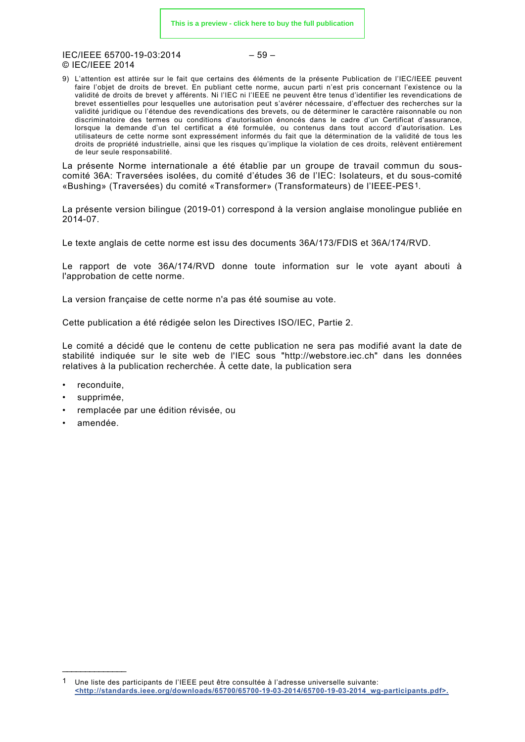9) L'attention est attirée sur le fait que certains des éléments de la présente Publication de l'IEC/IEEE peuvent faire l'objet de droits de brevet. En publiant cette norme, aucun parti n'est pris concernant l'existence ou la validité de droits de brevet y afférents. Ni l'IEC ni l'IEEE ne peuvent être tenus d'identifier les revendications de brevet essentielles pour lesquelles une autorisation peut s'avérer nécessaire, d'effectuer des recherches sur la validité juridique ou l'étendue des revendications des brevets, ou de déterminer le caractère raisonnable ou non discriminatoire des termes ou conditions d'autorisation énoncés dans le cadre d'un Certificat d'assurance, lorsque la demande d'un tel certificat a été formulée, ou contenus dans tout accord d'autorisation. Les utilisateurs de cette norme sont expressément informés du fait que la détermination de la validité de tous les droits de propriété industrielle, ainsi que les risques qu'implique la violation de ces droits, relèvent entièrement de leur seule responsabilité.

La présente Norme internationale a été établie par un groupe de travail commun du sous-comité 36A: Traversées isolées, du comité d'études 36 de l'IEC: Isolateurs, et du sous-comité «Bushing» (Traversées) du comité «Transformer» (Transformateurs) de l'IEEE-PES[1].

La présente version bilingue (2019-01) correspond à la version anglaise monolingue publiée en 2014-07.

Le texte anglais de cette norme est issu des documents 36A/173/FDIS et 36A/174/RVD.

Le rapport de vote 36A/174/RVD donne toute information sur le vote ayant abouti à l'approbation de cette norme.

La version française de cette norme n'a pas été soumise au vote.

Cette publication a été rédigée selon les Directives ISO/IEC, Partie 2.

Le comité a décidé que le contenu de cette publication ne sera pas modifié avant la date de stabilité indiquée sur le site web de l'IEC sous "http://webstore.iec.ch" dans les données relatives à la publication recherchée. À cette date, la publication sera

- reconduite,
- supprimée,
- remplacée par une édition révisée, ou
- amendée.

---

[1] Une liste des participants de l'IEEE peut être consultée à l'adresse universelle suivante: <http://standards.ieee.org/downloads/65700/65700-19-03-2014/65700-19-03-2014_wg-participants.pdf>.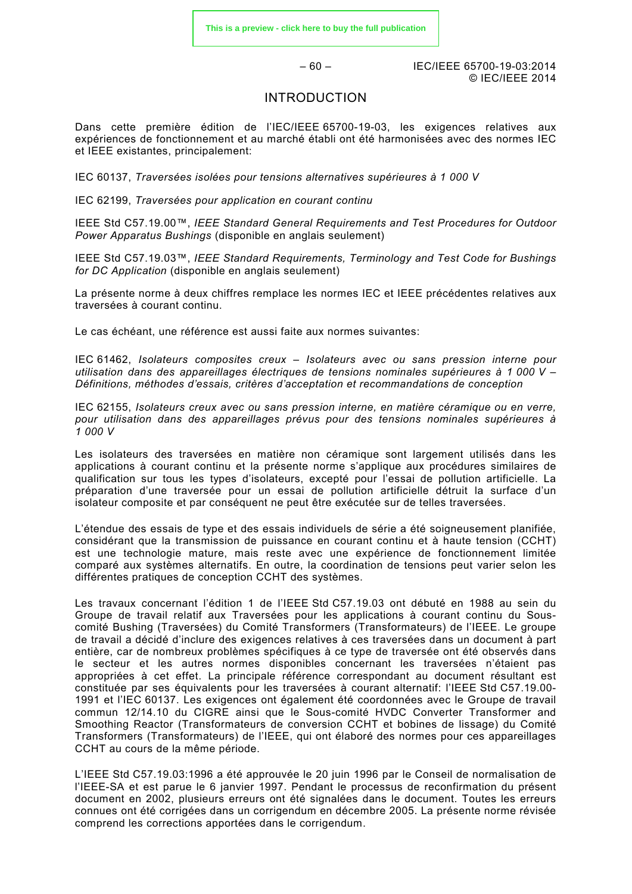# INTRODUCTION

Dans cette première édition de l'IEC/IEEE 65700-19-03, les exigences relatives aux expériences de fonctionnement et au marché établi ont été harmonisées avec des normes IEC et IEEE existantes, principalement:

IEC 60137, *Traversées isolées pour tensions alternatives supérieures à 1 000 V*

IEC 62199, *Traversées pour application en courant continu*

IEEE Std C57.19.00™, *IEEE Standard General Requirements and Test Procedures for Outdoor Power Apparatus Bushings* (disponible en anglais seulement)

IEEE Std C57.19.03™, *IEEE Standard Requirements, Terminology and Test Code for Bushings for DC Application* (disponible en anglais seulement)

La présente norme à deux chiffres remplace les normes IEC et IEEE précédentes relatives aux traversées à courant continu.

Le cas échéant, une référence est aussi faite aux normes suivantes:

IEC 61462, *Isolateurs composites creux – Isolateurs avec ou sans pression interne pour utilisation dans des appareillages électriques de tensions nominales supérieures à 1 000 V – Définitions, méthodes d'essais, critères d'acceptation et recommandations de conception*

IEC 62155, *Isolateurs creux avec ou sans pression interne, en matière céramique ou en verre, pour utilisation dans des appareillages prévus pour des tensions nominales supérieures à 1 000 V*

Les isolateurs des traversées en matière non céramique sont largement utilisés dans les applications à courant continu et la présente norme s'applique aux procédures similaires de qualification sur tous les types d'isolateurs, excepté pour l'essai de pollution artificielle. La préparation d'une traversée pour un essai de pollution artificielle détruit la surface d'un isolateur composite et par conséquent ne peut être exécutée sur de telles traversées.

L'étendue des essais de type et des essais individuels de série a été soigneusement planifiée, considérant que la transmission de puissance en courant continu et à haute tension (CCHT) est une technologie mature, mais reste avec une expérience de fonctionnement limitée comparé aux systèmes alternatifs. En outre, la coordination de tensions peut varier selon les différentes pratiques de conception CCHT des systèmes.

Les travaux concernant l'édition 1 de l'IEEE Std C57.19.03 ont débuté en 1988 au sein du Groupe de travail relatif aux Traversées pour les applications à courant continu du Sous-comité Bushing (Traversées) du Comité Transformers (Transformateurs) de l'IEEE. Le groupe de travail a décidé d'inclure des exigences relatives à ces traversées dans un document à part entière, car de nombreux problèmes spécifiques à ce type de traversée ont été observés dans le secteur et les autres normes disponibles concernant les traversées n'étaient pas appropriées à cet effet. La principale référence correspondant au document résultant est constituée par ses équivalents pour les traversées à courant alternatif: l'IEEE Std C57.19.00-1991 et l'IEC 60137. Les exigences ont également été coordonnées avec le Groupe de travail commun 12/14.10 du CIGRE ainsi que le Sous-comité HVDC Converter Transformer and Smoothing Reactor (Transformateurs de conversion CCHT et bobines de lissage) du Comité Transformers (Transformateurs) de l'IEEE, qui ont élaboré des normes pour ces appareillages CCHT au cours de la même période.

L'IEEE Std C57.19.03:1996 a été approuvée le 20 juin 1996 par le Conseil de normalisation de l'IEEE-SA et est parue le 6 janvier 1997. Pendant le processus de reconfirmation du présent document en 2002, plusieurs erreurs ont été signalées dans le document. Toutes les erreurs connues ont été corrigées dans un corrigendum en décembre 2005. La présente norme révisée comprend les corrections apportées dans le corrigendum.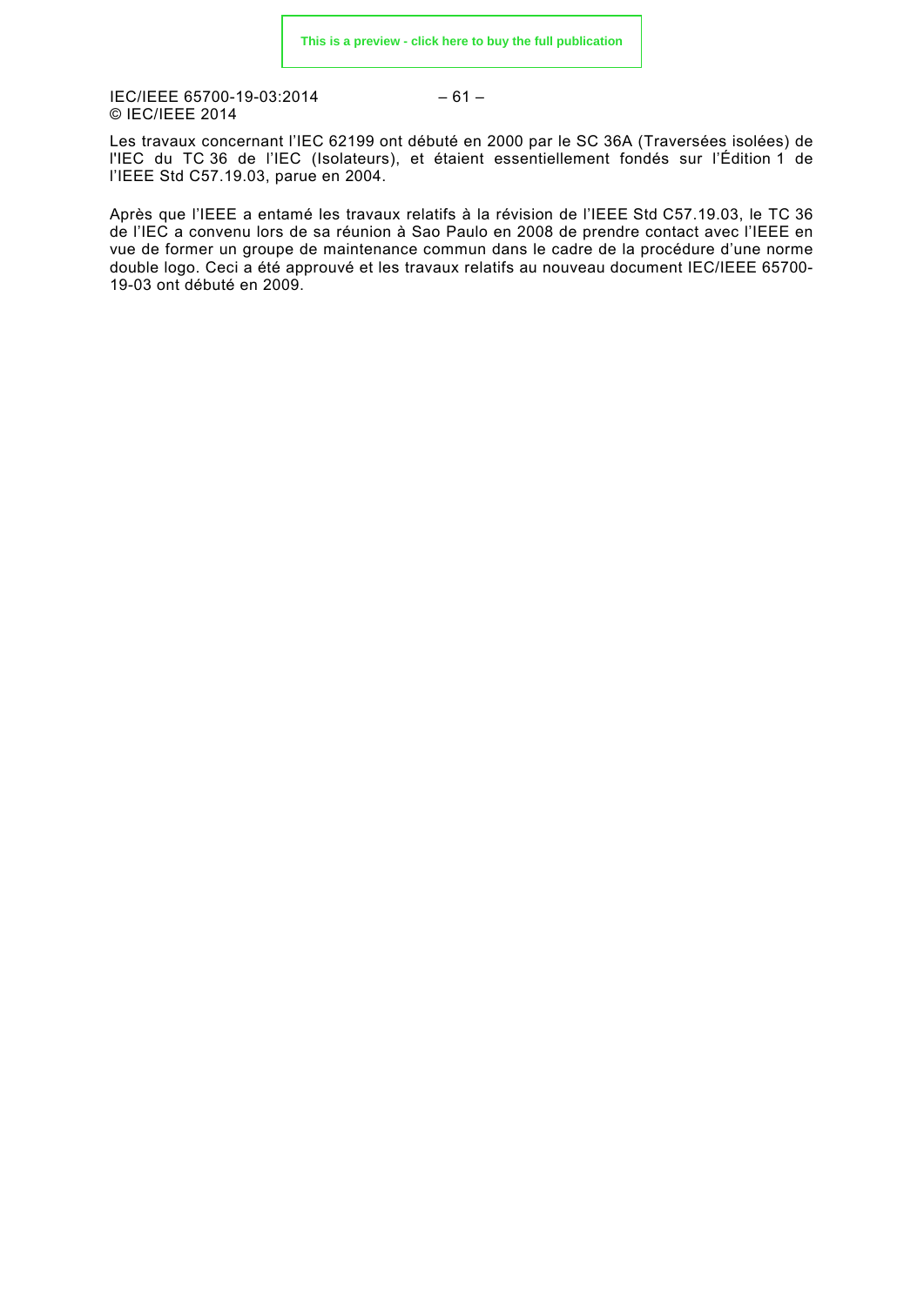Les travaux concernant l'IEC 62199 ont débuté en 2000 par le SC 36A (Traversées isolées) de l'IEC du TC 36 de l'IEC (Isolateurs), et étaient essentiellement fondés sur l'Édition 1 de l'IEEE Std C57.19.03, parue en 2004.

Après que l'IEEE a entamé les travaux relatifs à la révision de l'IEEE Std C57.19.03, le TC 36 de l'IEC a convenu lors de sa réunion à Sao Paulo en 2008 de prendre contact avec l'IEEE en vue de former un groupe de maintenance commun dans le cadre de la procédure d'une norme double logo. Ceci a été approuvé et les travaux relatifs au nouveau document IEC/IEEE 65700-19-03 ont débuté en 2009.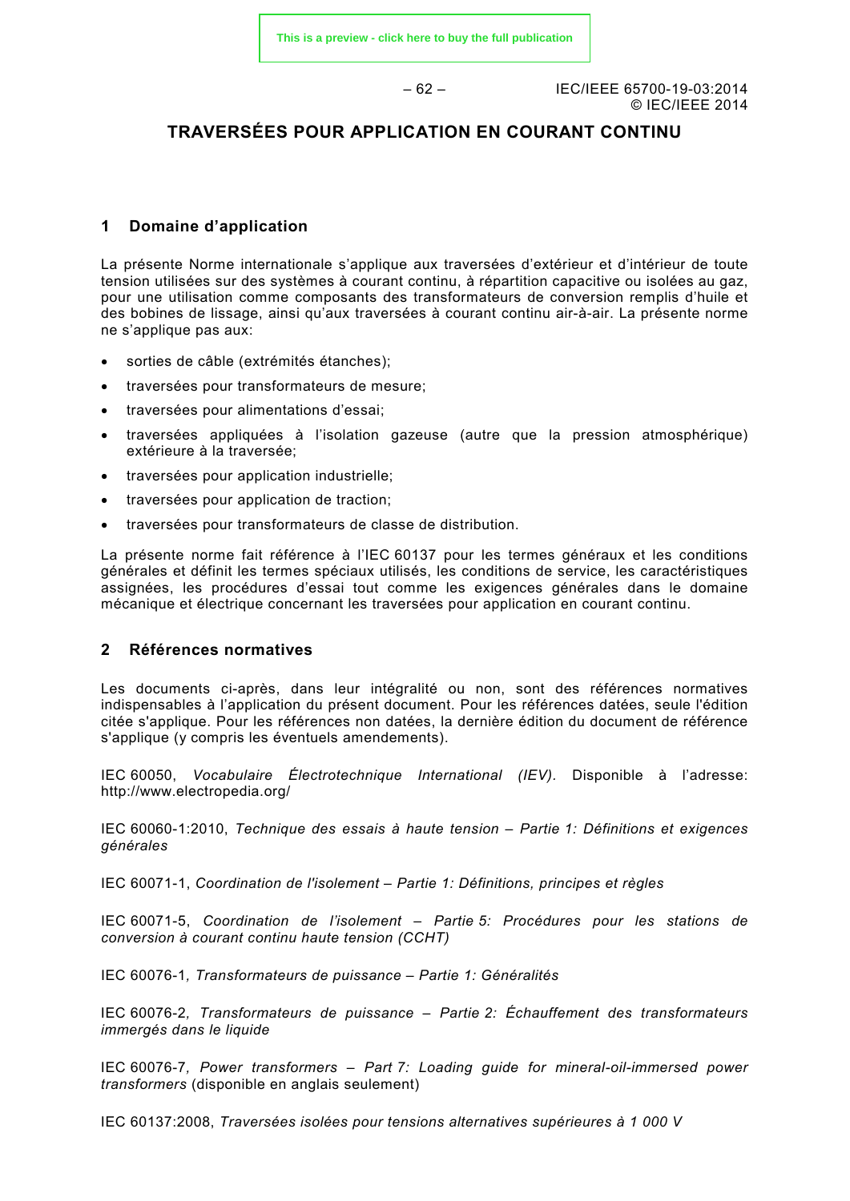# TRAVERSÉES POUR APPLICATION EN COURANT CONTINU

## 1 Domaine d'application

La présente Norme internationale s'applique aux traversées d'extérieur et d'intérieur de toute tension utilisées sur des systèmes à courant continu, à répartition capacitive ou isolées au gaz, pour une utilisation comme composants des transformateurs de conversion remplis d'huile et des bobines de lissage, ainsi qu'aux traversées à courant continu air-à-air. La présente norme ne s'applique pas aux:

- sorties de câble (extrémités étanches);
- traversées pour transformateurs de mesure;
- traversées pour alimentations d'essai;
- traversées appliquées à l'isolation gazeuse (autre que la pression atmosphérique) extérieure à la traversée;
- traversées pour application industrielle;
- traversées pour application de traction;
- traversées pour transformateurs de classe de distribution.

La présente norme fait référence à l'IEC 60137 pour les termes généraux et les conditions générales et définit les termes spéciaux utilisés, les conditions de service, les caractéristiques assignées, les procédures d'essai tout comme les exigences générales dans le domaine mécanique et électrique concernant les traversées pour application en courant continu.

## 2 Références normatives

Les documents ci-après, dans leur intégralité ou non, sont des références normatives indispensables à l'application du présent document. Pour les références datées, seule l'édition citée s'applique. Pour les références non datées, la dernière édition du document de référence s'applique (y compris les éventuels amendements).

IEC 60050, *Vocabulaire Électrotechnique International (IEV)*. Disponible à l'adresse: http://www.electropedia.org/

IEC 60060-1:2010, *Technique des essais à haute tension – Partie 1: Définitions et exigences générales*

IEC 60071-1, *Coordination de l'isolement – Partie 1: Définitions, principes et règles*

IEC 60071-5, *Coordination de l'isolement – Partie 5: Procédures pour les stations de conversion à courant continu haute tension (CCHT)*

IEC 60076-1, *Transformateurs de puissance – Partie 1: Généralités*

IEC 60076-2, *Transformateurs de puissance – Partie 2: Échauffement des transformateurs immergés dans le liquide*

IEC 60076-7, *Power transformers – Part 7: Loading guide for mineral-oil-immersed power transformers* (disponible en anglais seulement)

IEC 60137:2008, *Traversées isolées pour tensions alternatives supérieures à 1 000 V*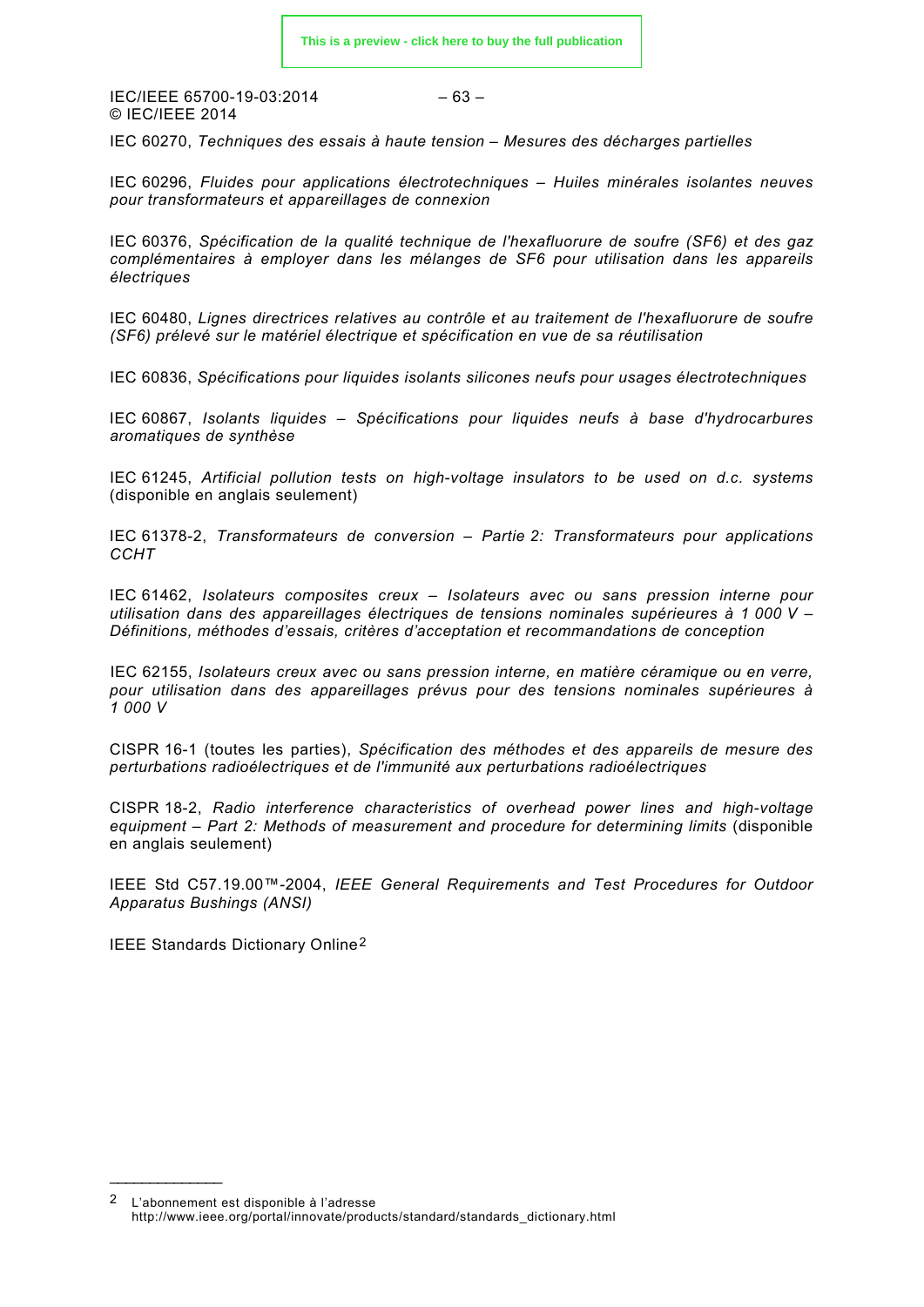IEC 60270, *Techniques des essais à haute tension – Mesures des décharges partielles*

IEC 60296, *Fluides pour applications électrotechniques – Huiles minérales isolantes neuves pour transformateurs et appareillages de connexion*

IEC 60376, *Spécification de la qualité technique de l'hexafluorure de soufre (SF6) et des gaz complémentaires à employer dans les mélanges de SF6 pour utilisation dans les appareils électriques*

IEC 60480, *Lignes directrices relatives au contrôle et au traitement de l'hexafluorure de soufre (SF6) prélevé sur le matériel électrique et spécification en vue de sa réutilisation*

IEC 60836, *Spécifications pour liquides isolants silicones neufs pour usages électrotechniques*

IEC 60867, *Isolants liquides – Spécifications pour liquides neufs à base d'hydrocarbures aromatiques de synthèse*

IEC 61245, *Artificial pollution tests on high-voltage insulators to be used on d.c. systems* (disponible en anglais seulement)

IEC 61378-2, *Transformateurs de conversion – Partie 2: Transformateurs pour applications CCHT*

IEC 61462, *Isolateurs composites creux – Isolateurs avec ou sans pression interne pour utilisation dans des appareillages électriques de tensions nominales supérieures à 1 000 V – Définitions, méthodes d'essais, critères d'acceptation et recommandations de conception*

IEC 62155, *Isolateurs creux avec ou sans pression interne, en matière céramique ou en verre, pour utilisation dans des appareillages prévus pour des tensions nominales supérieures à 1 000 V*

CISPR 16-1 (toutes les parties), *Spécification des méthodes et des appareils de mesure des perturbations radioélectriques et de l'immunité aux perturbations radioélectriques*

CISPR 18-2, *Radio interference characteristics of overhead power lines and high-voltage equipment – Part 2: Methods of measurement and procedure for determining limits* (disponible en anglais seulement)

IEEE Std C57.19.00™-2004, *IEEE General Requirements and Test Procedures for Outdoor Apparatus Bushings (ANSI)*

IEEE Standards Dictionary Online[2]

---

[2] L'abonnement est disponible à l'adresse http://www.ieee.org/portal/innovate/products/standard/standards_dictionary.html